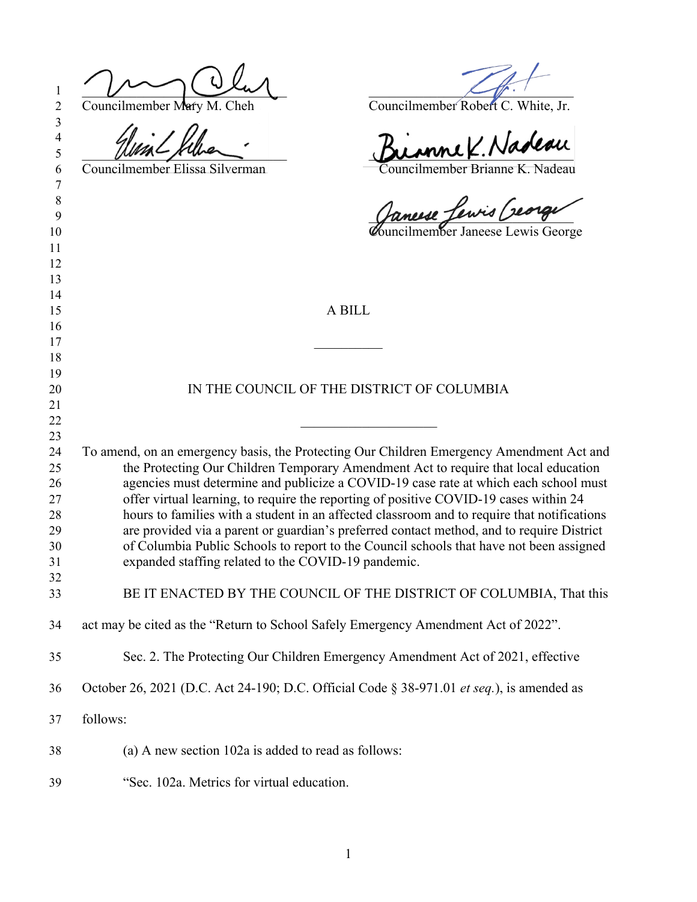Councilmember Mary M. Cheh

Councilmember Robert C. White, Jr.

Councilmember Elissa Silverman

Councilmember Brianne K. Nadeau

Councilmember Janeese Lewis George

A BILL

__________

IN THE COUNCIL OF THE DISTRICT OF COLUMBIA

____________________

To amend, on an emergency basis, the Protecting Our Children Emergency Amendment Act and the Protecting Our Children Temporary Amendment Act to require that local education agencies must determine and publicize a COVID-19 case rate at which each school must offer virtual learning, to require the reporting of positive COVID-19 cases within 24 hours to families with a student in an affected classroom and to require that notifications are provided via a parent or guardian's preferred contact method, and to require District of Columbia Public Schools to report to the Council schools that have not been assigned expanded staffing related to the COVID-19 pandemic.

BE IT ENACTED BY THE COUNCIL OF THE DISTRICT OF COLUMBIA, That this act may be cited as the "Return to School Safely Emergency Amendment Act of 2022".

Sec. 2. The Protecting Our Children Emergency Amendment Act of 2021, effective October 26, 2021 (D.C. Act 24-190; D.C. Official Code § 38-971.01 *et seq.*), is amended as follows:

(a) A new section 102a is added to read as follows:

"Sec. 102a. Metrics for virtual education.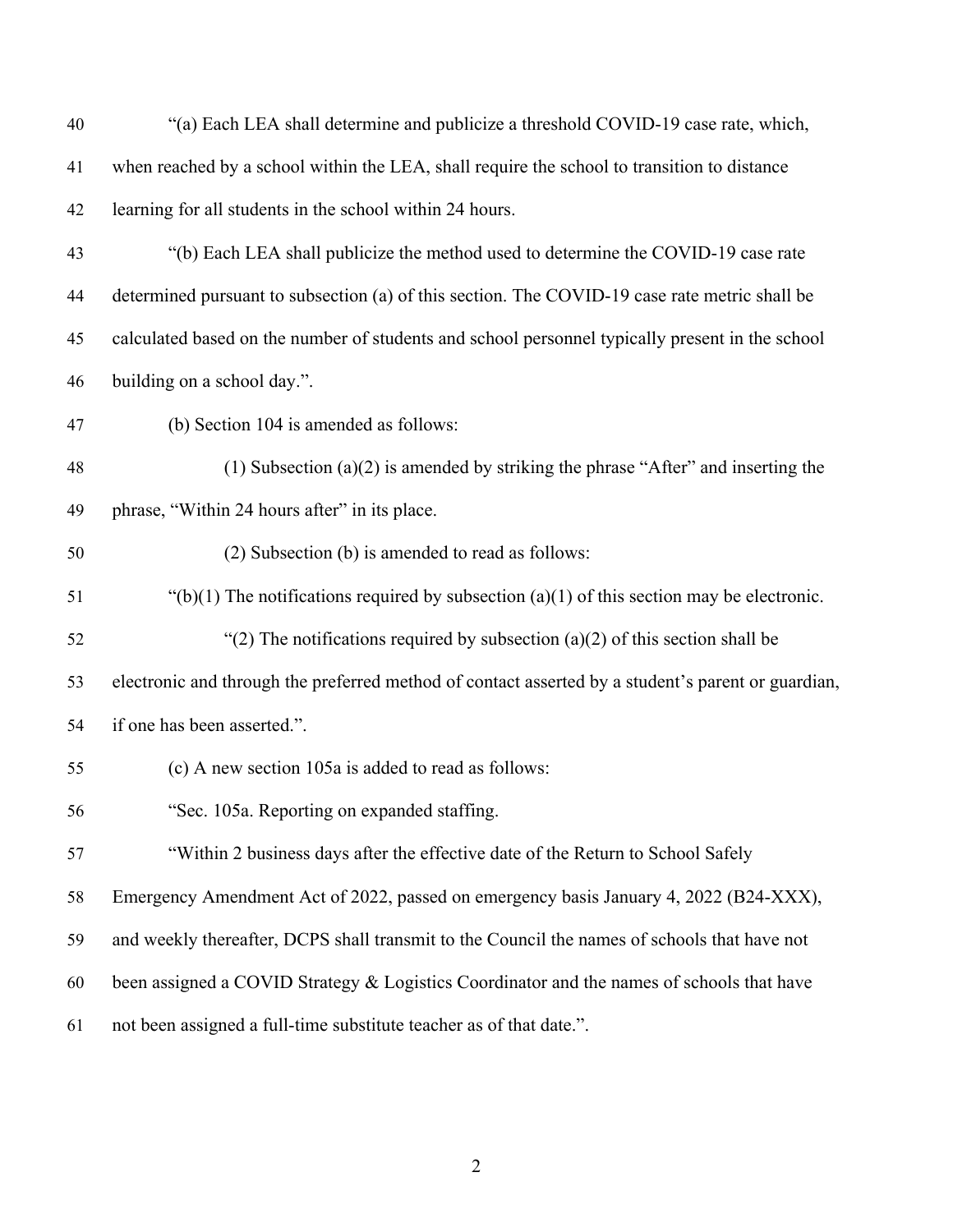"(a) Each LEA shall determine and publicize a threshold COVID-19 case rate, which, when reached by a school within the LEA, shall require the school to transition to distance learning for all students in the school within 24 hours.

"(b) Each LEA shall publicize the method used to determine the COVID-19 case rate determined pursuant to subsection (a) of this section. The COVID-19 case rate metric shall be calculated based on the number of students and school personnel typically present in the school building on a school day.".

(b) Section 104 is amended as follows:

(1) Subsection (a)(2) is amended by striking the phrase "After" and inserting the phrase, "Within 24 hours after" in its place.

(2) Subsection (b) is amended to read as follows:

"(b)(1) The notifications required by subsection (a)(1) of this section may be electronic.

"(2) The notifications required by subsection (a)(2) of this section shall be electronic and through the preferred method of contact asserted by a student's parent or guardian, if one has been asserted.".

(c) A new section 105a is added to read as follows:

"Sec. 105a. Reporting on expanded staffing.

"Within 2 business days after the effective date of the Return to School Safely Emergency Amendment Act of 2022, passed on emergency basis January 4, 2022 (B24-XXX), and weekly thereafter, DCPS shall transmit to the Council the names of schools that have not been assigned a COVID Strategy & Logistics Coordinator and the names of schools that have not been assigned a full-time substitute teacher as of that date.".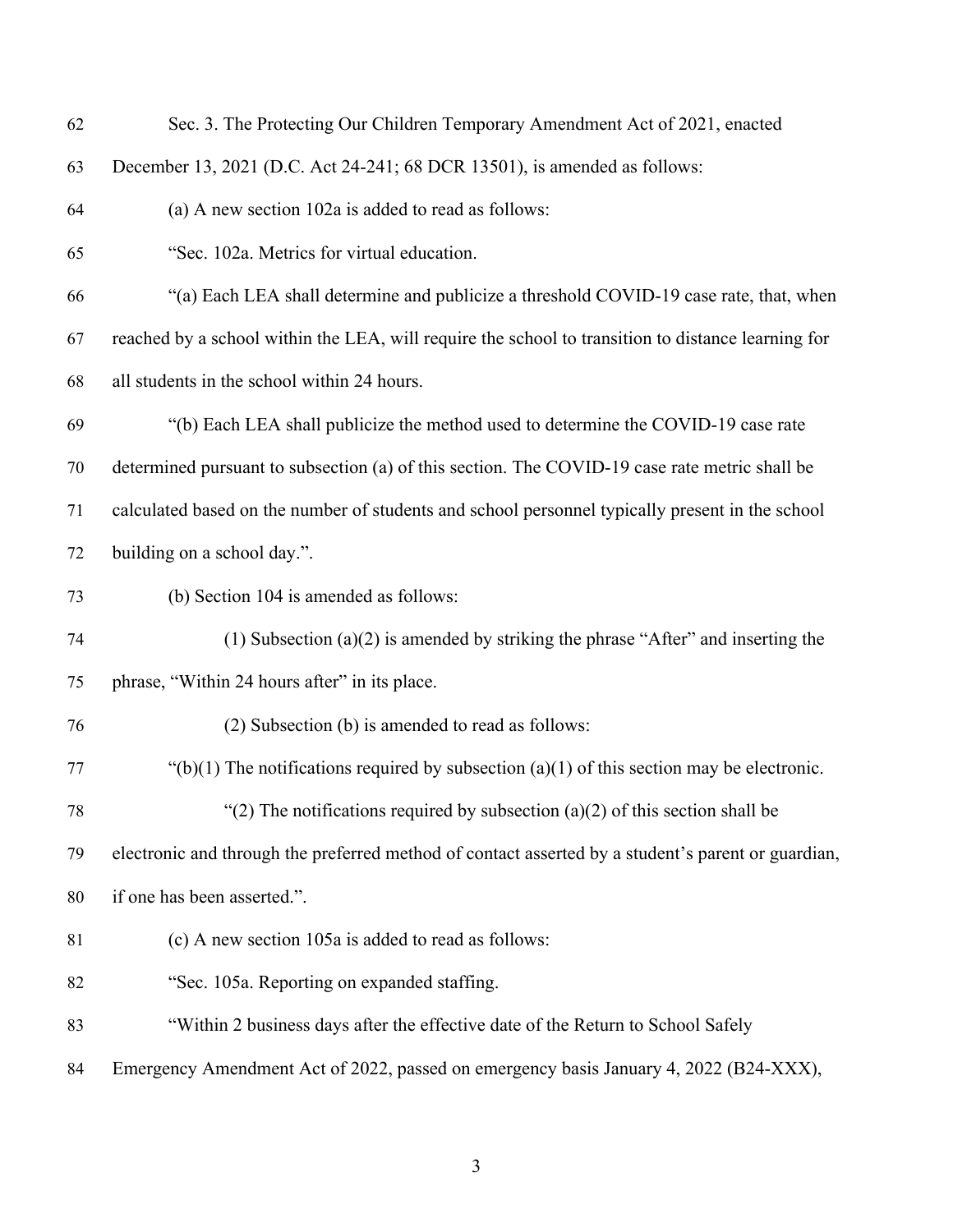Sec. 3. The Protecting Our Children Temporary Amendment Act of 2021, enacted December 13, 2021 (D.C. Act 24-241; 68 DCR 13501), is amended as follows:

(a) A new section 102a is added to read as follows:

"Sec. 102a. Metrics for virtual education.

"(a) Each LEA shall determine and publicize a threshold COVID-19 case rate, that, when reached by a school within the LEA, will require the school to transition to distance learning for all students in the school within 24 hours.

"(b) Each LEA shall publicize the method used to determine the COVID-19 case rate determined pursuant to subsection (a) of this section. The COVID-19 case rate metric shall be calculated based on the number of students and school personnel typically present in the school building on a school day.".

(b) Section 104 is amended as follows:

(1) Subsection (a)(2) is amended by striking the phrase "After" and inserting the phrase, "Within 24 hours after" in its place.

(2) Subsection (b) is amended to read as follows:

"(b)(1) The notifications required by subsection (a)(1) of this section may be electronic.

"(2) The notifications required by subsection (a)(2) of this section shall be electronic and through the preferred method of contact asserted by a student's parent or guardian, if one has been asserted.".

(c) A new section 105a is added to read as follows:

"Sec. 105a. Reporting on expanded staffing.

"Within 2 business days after the effective date of the Return to School Safely Emergency Amendment Act of 2022, passed on emergency basis January 4, 2022 (B24-XXX),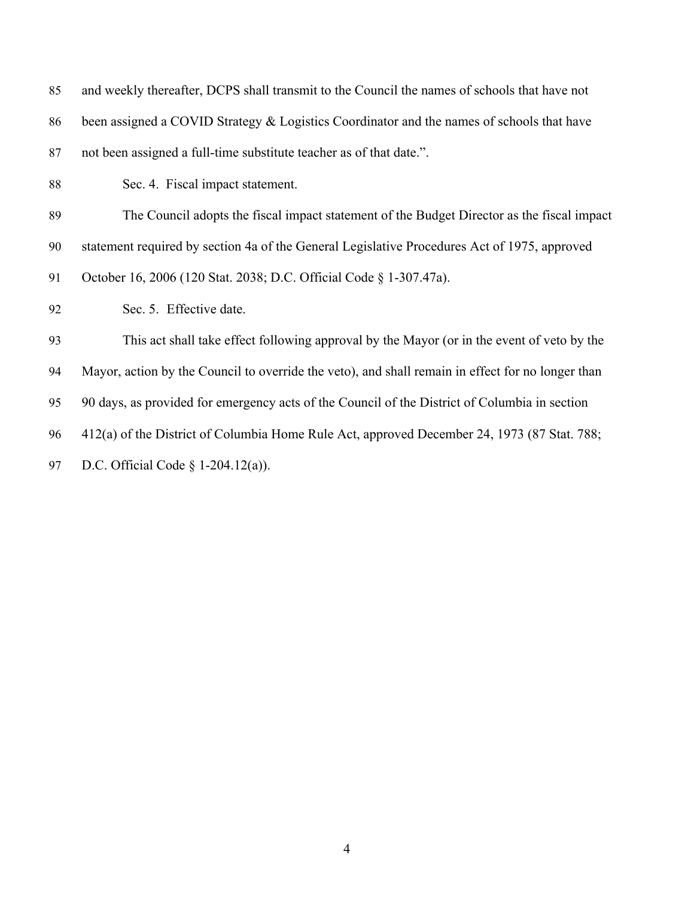and weekly thereafter, DCPS shall transmit to the Council the names of schools that have not been assigned a COVID Strategy & Logistics Coordinator and the names of schools that have not been assigned a full-time substitute teacher as of that date.".

Sec. 4. Fiscal impact statement.

The Council adopts the fiscal impact statement of the Budget Director as the fiscal impact statement required by section 4a of the General Legislative Procedures Act of 1975, approved October 16, 2006 (120 Stat. 2038; D.C. Official Code § 1-307.47a).

Sec. 5. Effective date.

This act shall take effect following approval by the Mayor (or in the event of veto by the Mayor, action by the Council to override the veto), and shall remain in effect for no longer than 90 days, as provided for emergency acts of the Council of the District of Columbia in section 412(a) of the District of Columbia Home Rule Act, approved December 24, 1973 (87 Stat. 788; D.C. Official Code § 1-204.12(a)).